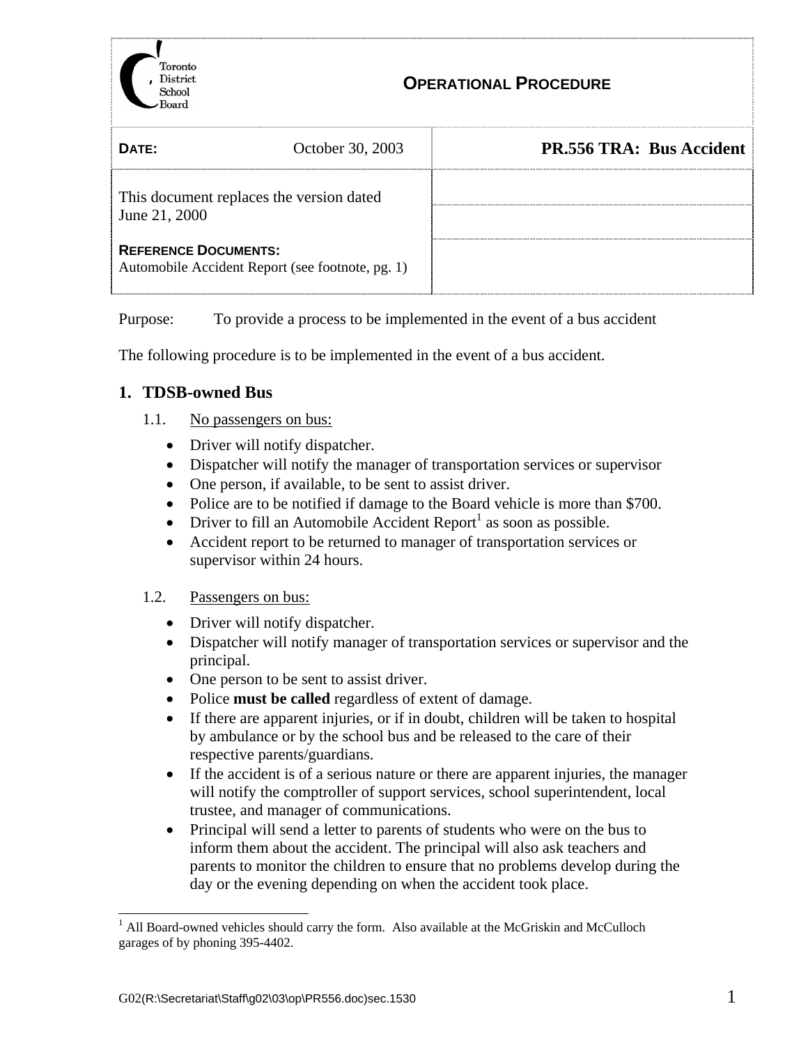Toronto District School Board

# OPERATIONAL PROCEDURE

| DATE: October 30, 2003 | PR.556 TRA: Bus Accident |
| --- | --- |
| This document replaces the version dated June 21, 2000 | |
| **REFERENCE DOCUMENTS:** Automobile Accident Report (see footnote, pg. 1) | |

Purpose: To provide a process to be implemented in the event of a bus accident

The following procedure is to be implemented in the event of a bus accident.

## 1. TDSB-owned Bus

1.1. No passengers on bus:

- Driver will notify dispatcher.
- Dispatcher will notify the manager of transportation services or supervisor
- One person, if available, to be sent to assist driver.
- Police are to be notified if damage to the Board vehicle is more than $700.
- Driver to fill an Automobile Accident Report[1] as soon as possible.
- Accident report to be returned to manager of transportation services or supervisor within 24 hours.

1.2. Passengers on bus:

- Driver will notify dispatcher.
- Dispatcher will notify manager of transportation services or supervisor and the principal.
- One person to be sent to assist driver.
- Police **must be called** regardless of extent of damage.
- If there are apparent injuries, or if in doubt, children will be taken to hospital by ambulance or by the school bus and be released to the care of their respective parents/guardians.
- If the accident is of a serious nature or there are apparent injuries, the manager will notify the comptroller of support services, school superintendent, local trustee, and manager of communications.
- Principal will send a letter to parents of students who were on the bus to inform them about the accident. The principal will also ask teachers and parents to monitor the children to ensure that no problems develop during the day or the evening depending on when the accident took place.

[1] All Board-owned vehicles should carry the form. Also available at the McGriskin and McCulloch garages of by phoning 395-4402.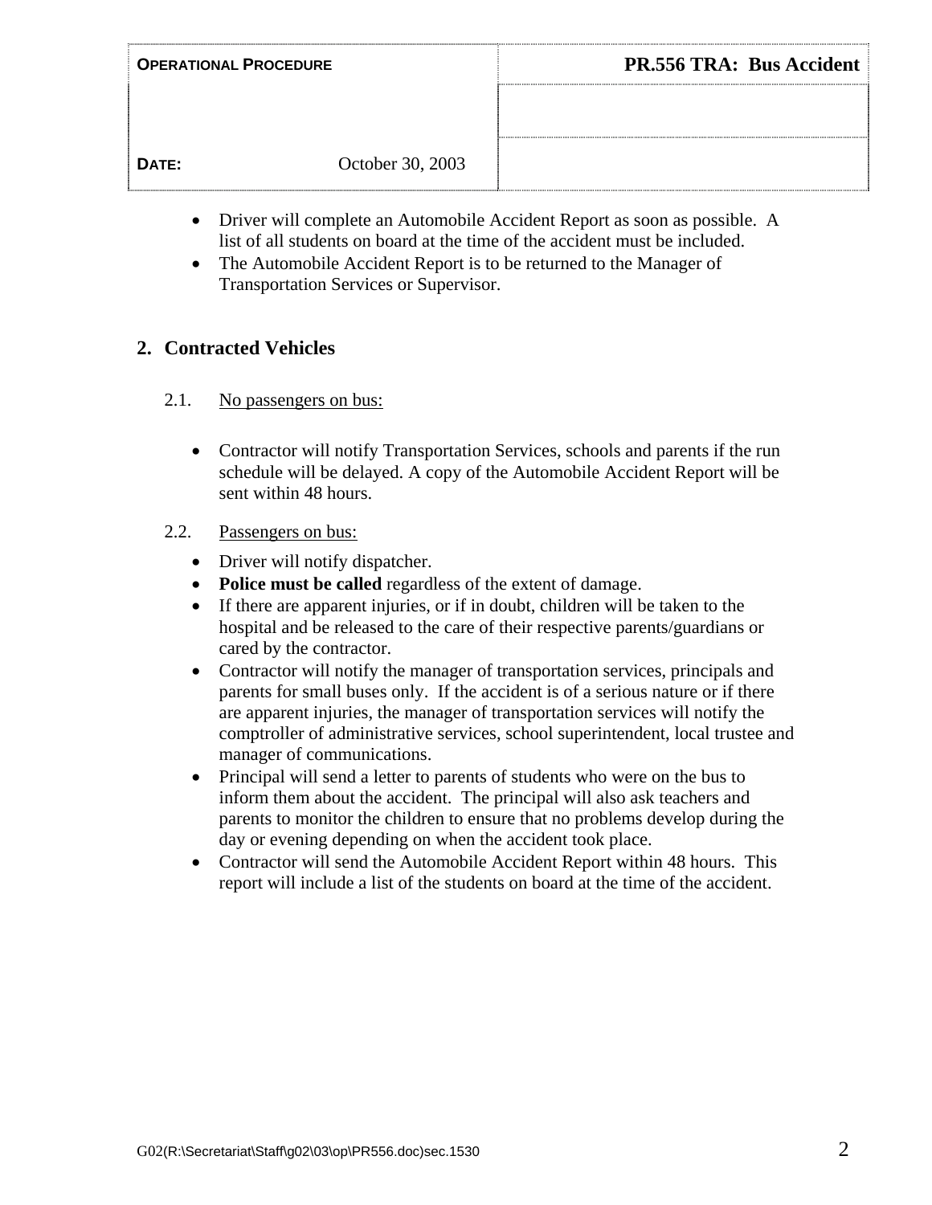- Driver will complete an Automobile Accident Report as soon as possible. A list of all students on board at the time of the accident must be included.
- The Automobile Accident Report is to be returned to the Manager of Transportation Services or Supervisor.

## 2. Contracted Vehicles

2.1. No passengers on bus:

- Contractor will notify Transportation Services, schools and parents if the run schedule will be delayed. A copy of the Automobile Accident Report will be sent within 48 hours.

2.2. Passengers on bus:

- Driver will notify dispatcher.
- **Police must be called** regardless of the extent of damage.
- If there are apparent injuries, or if in doubt, children will be taken to the hospital and be released to the care of their respective parents/guardians or cared by the contractor.
- Contractor will notify the manager of transportation services, principals and parents for small buses only. If the accident is of a serious nature or if there are apparent injuries, the manager of transportation services will notify the comptroller of administrative services, school superintendent, local trustee and manager of communications.
- Principal will send a letter to parents of students who were on the bus to inform them about the accident. The principal will also ask teachers and parents to monitor the children to ensure that no problems develop during the day or evening depending on when the accident took place.
- Contractor will send the Automobile Accident Report within 48 hours. This report will include a list of the students on board at the time of the accident.